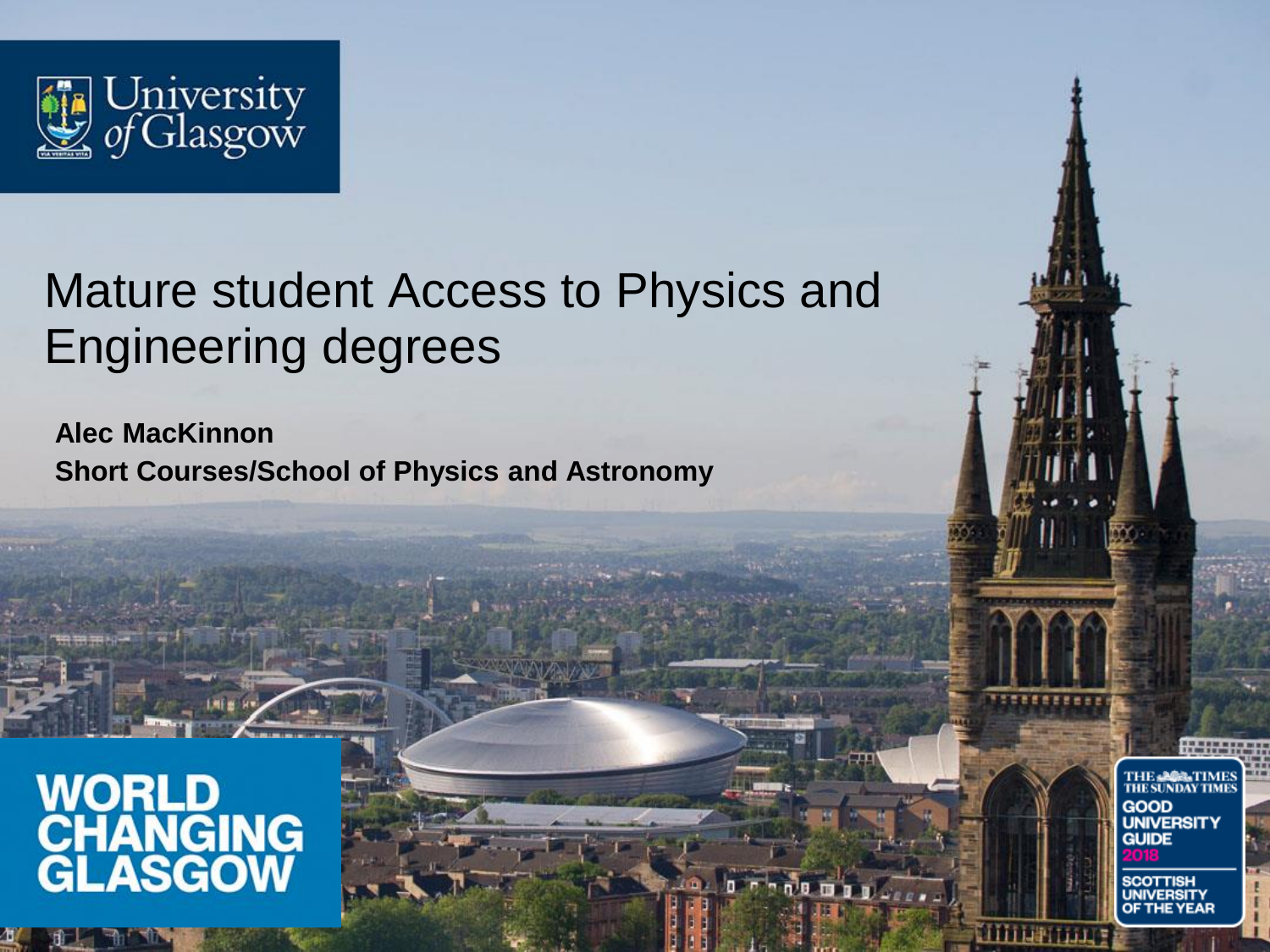University of Glasgow

# Mature student Access to Physics and Engineering degrees

**Alec MacKinnon**

**Short Courses/School of Physics and Astronomy**

WORLD CHANGING GLASGOW

THE TIMES THE SUNDAY TIMES GOOD UNIVERSITY GUIDE 2018 SCOTTISH UNIVERSITY OF THE YEAR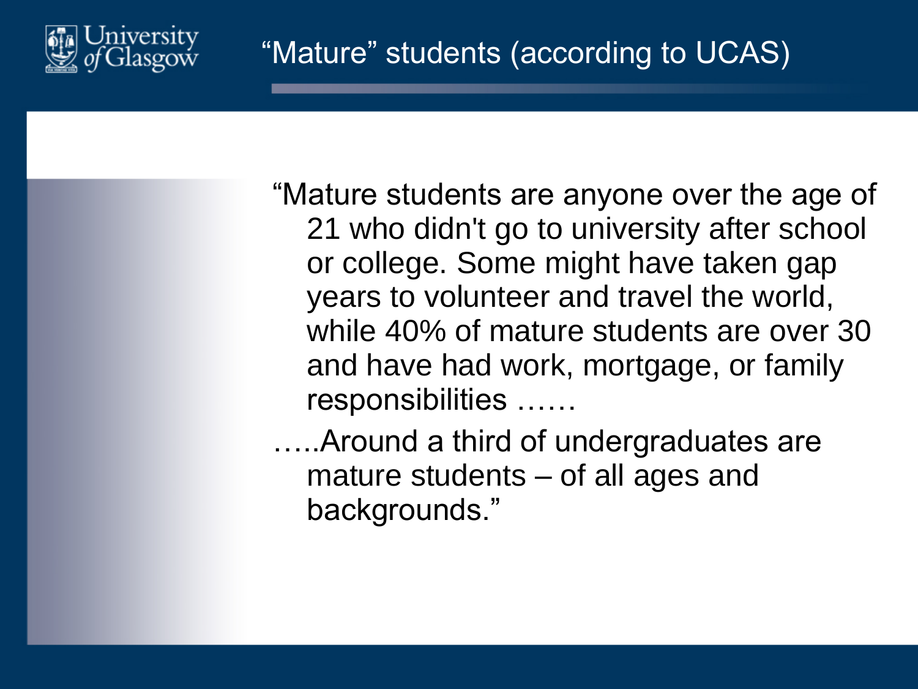# "Mature" students (according to UCAS)

"Mature students are anyone over the age of 21 who didn't go to university after school or college. Some might have taken gap years to volunteer and travel the world, while 40% of mature students are over 30 and have had work, mortgage, or family responsibilities ……

…..Around a third of undergraduates are mature students – of all ages and backgrounds."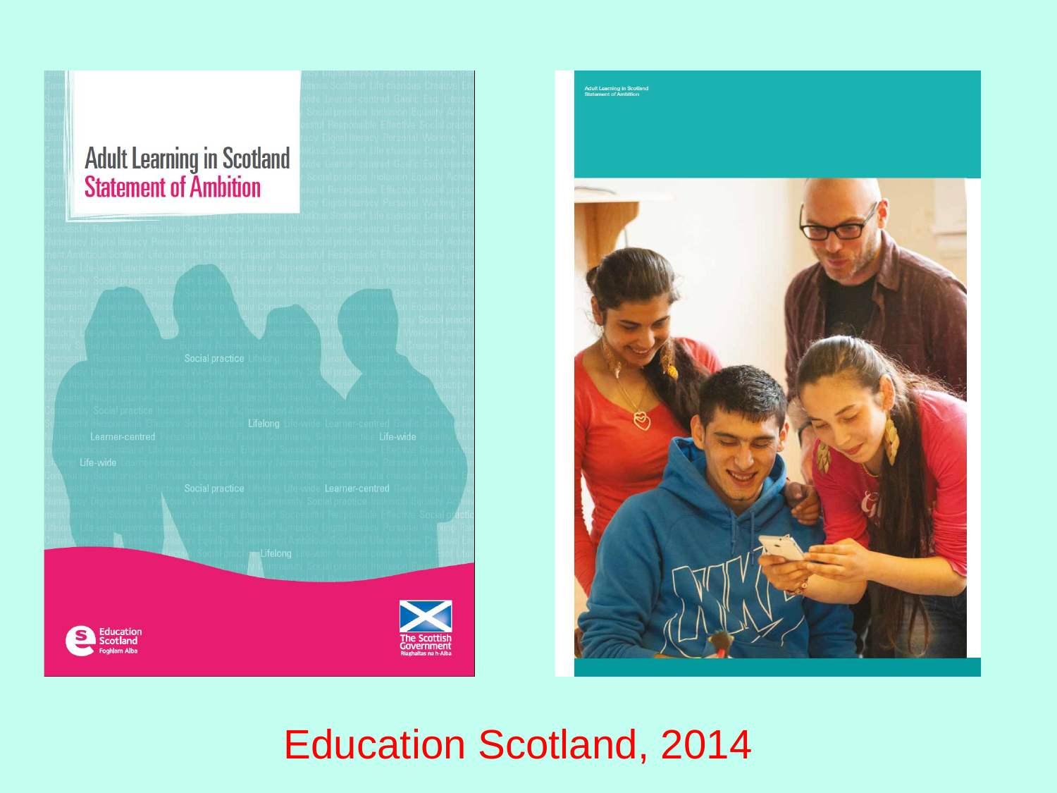Adult Learning in Scotland
Statement of Ambition

Education Scotland, 2014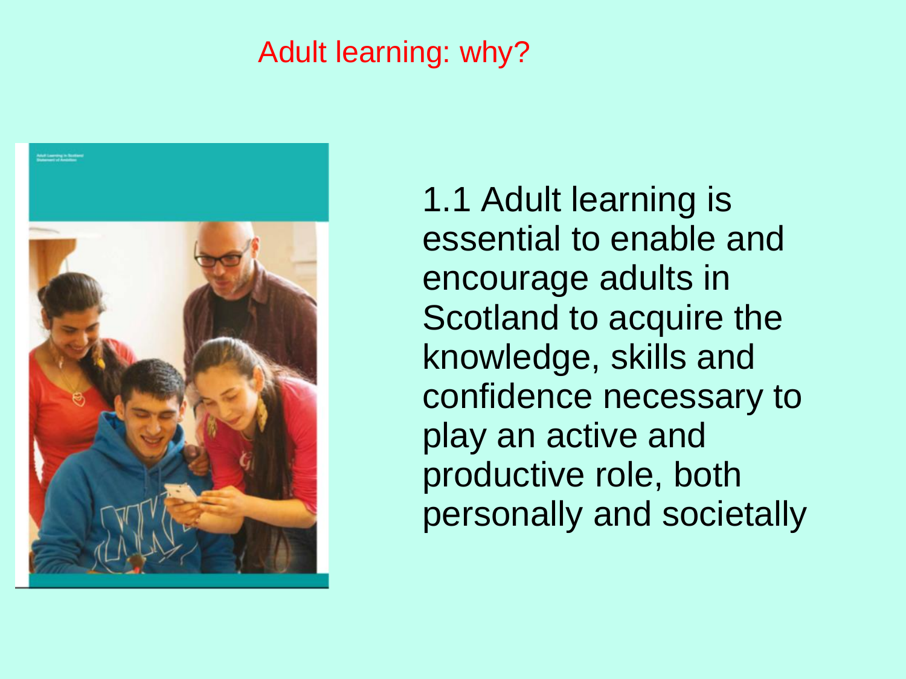# Adult learning: why?

1.1 Adult learning is essential to enable and encourage adults in Scotland to acquire the knowledge, skills and confidence necessary to play an active and productive role, both personally and societally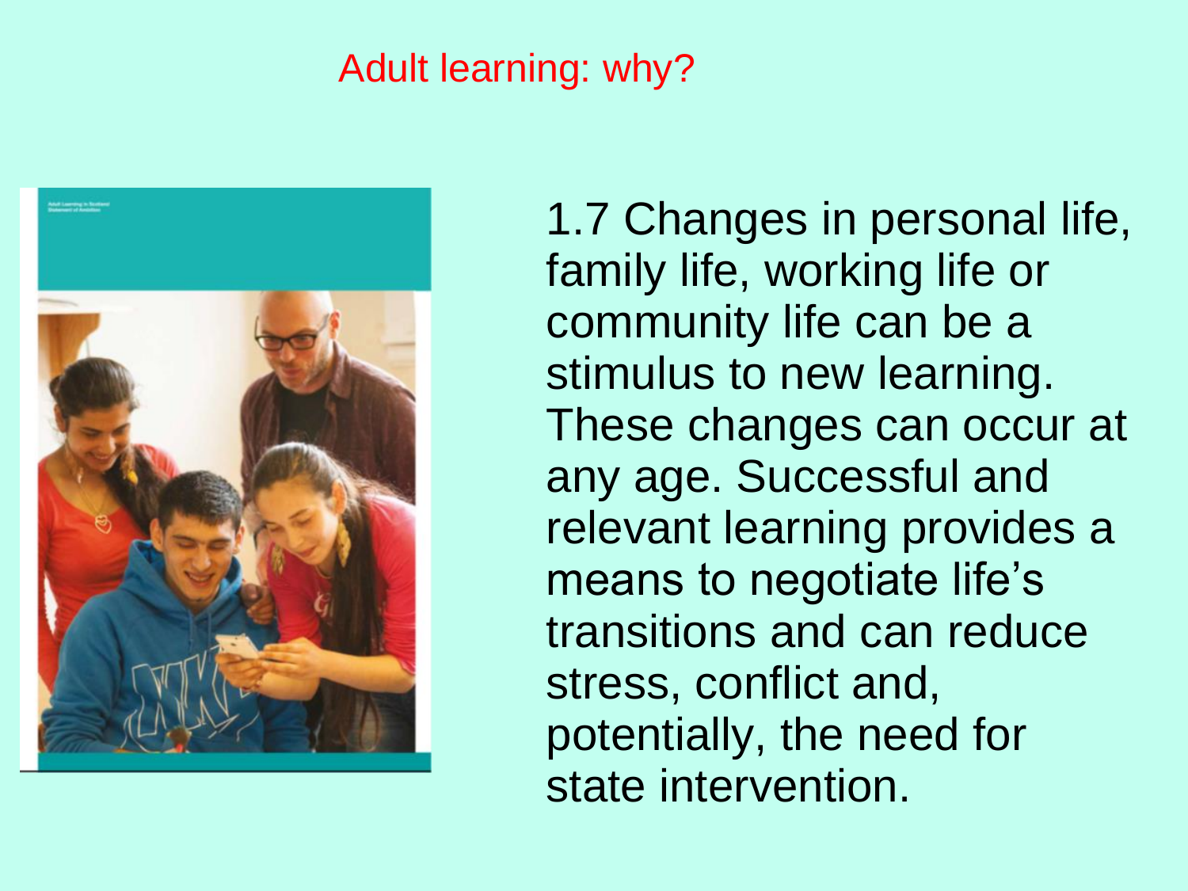# Adult learning: why?

1.7 Changes in personal life, family life, working life or community life can be a stimulus to new learning. These changes can occur at any age. Successful and relevant learning provides a means to negotiate life's transitions and can reduce stress, conflict and, potentially, the need for state intervention.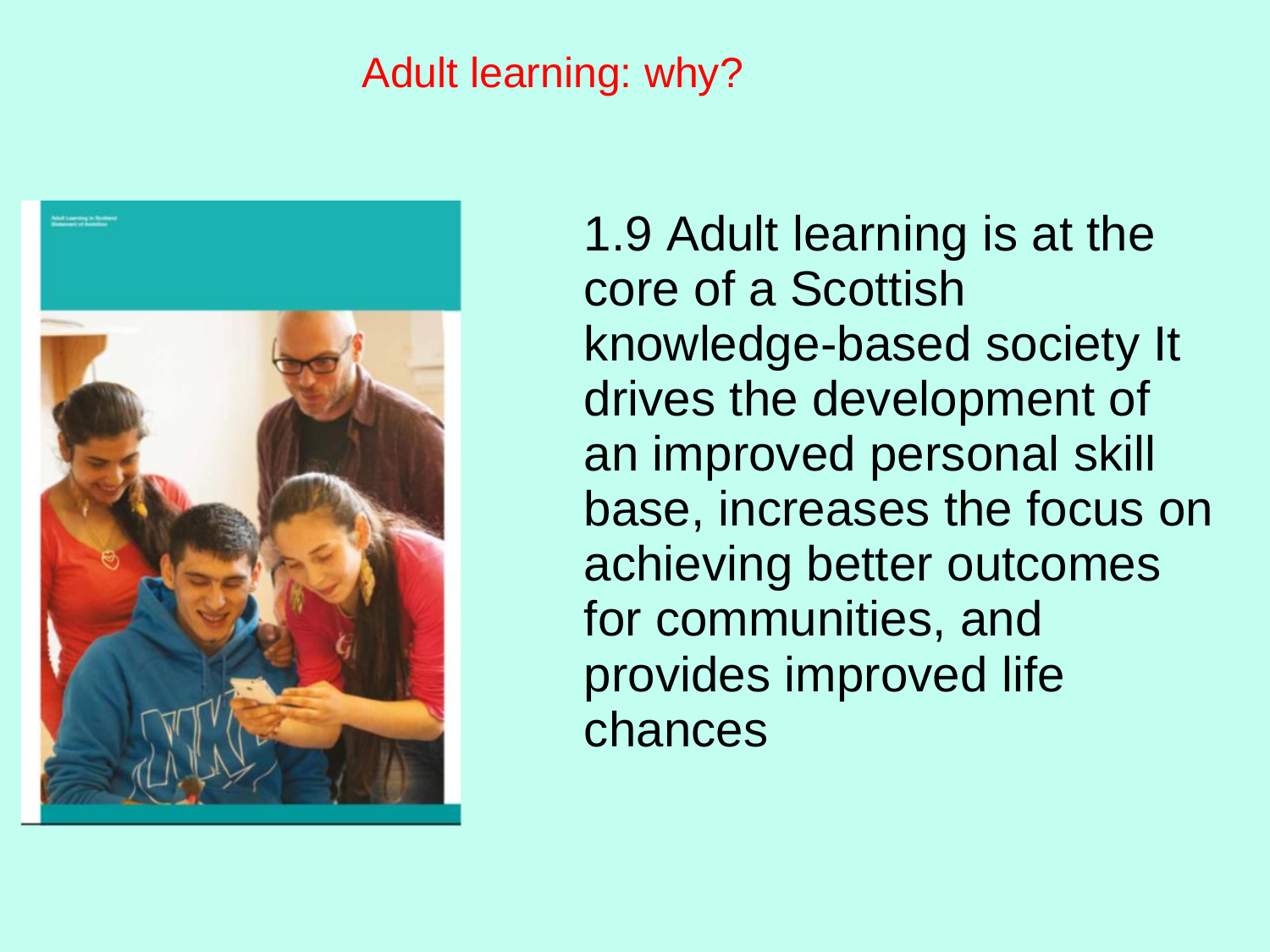# Adult learning: why?

1.9 Adult learning is at the core of a Scottish knowledge-based society It drives the development of an improved personal skill base, increases the focus on achieving better outcomes for communities, and provides improved life chances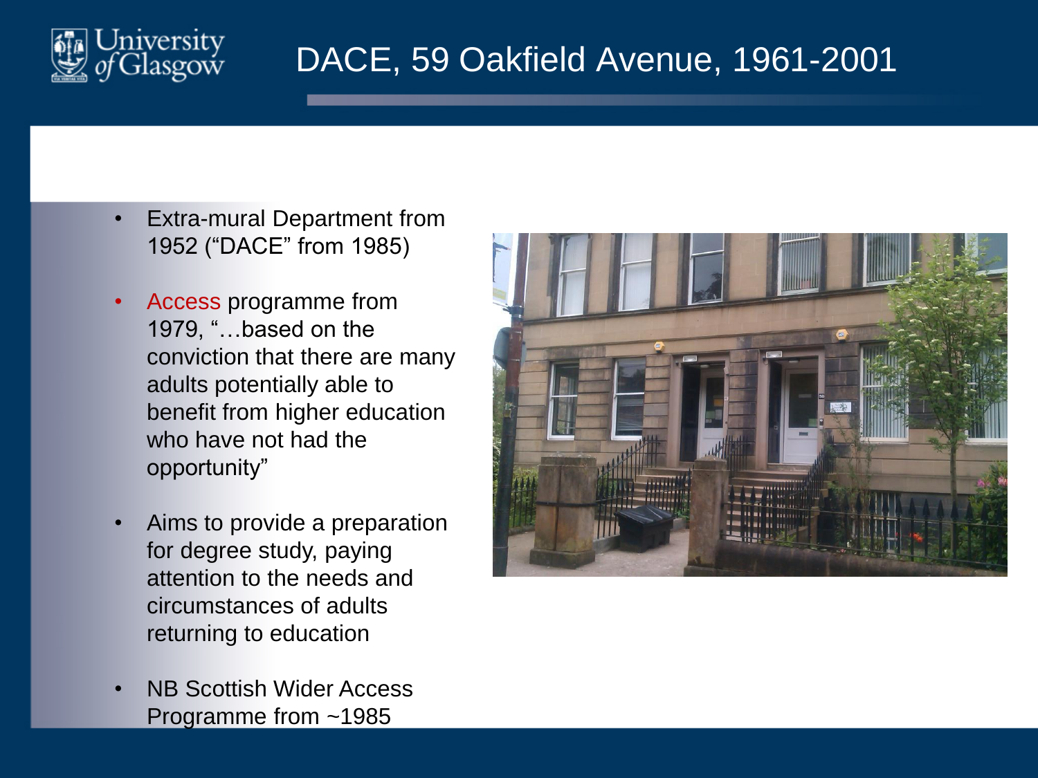# DACE, 59 Oakfield Avenue, 1961-2001

- Extra-mural Department from 1952 ("DACE" from 1985)
- Access programme from 1979, "…based on the conviction that there are many adults potentially able to benefit from higher education who have not had the opportunity"
- Aims to provide a preparation for degree study, paying attention to the needs and circumstances of adults returning to education
- NB Scottish Wider Access Programme from ~1985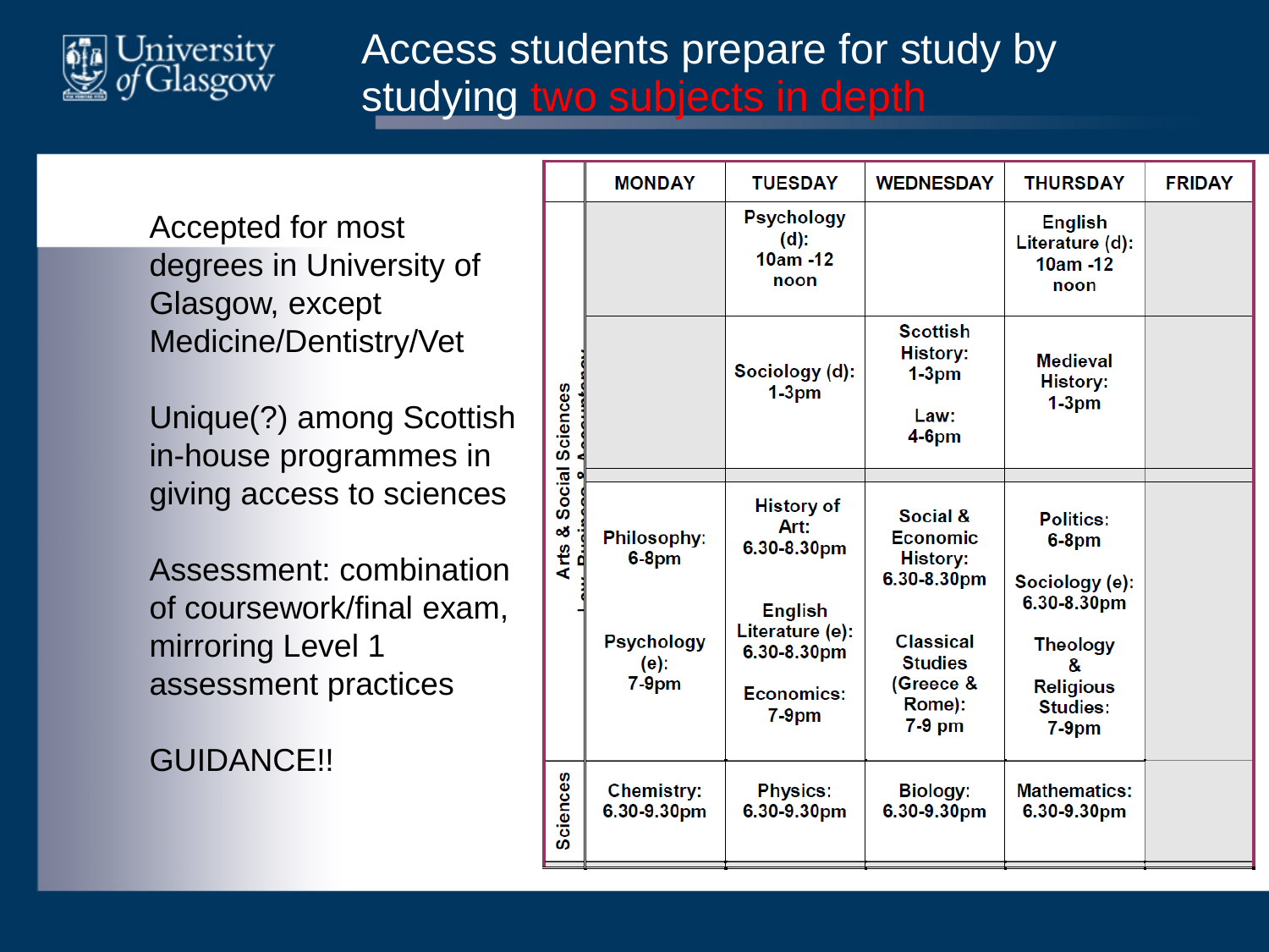# Access students prepare for study by studying two subjects in depth

Accepted for most degrees in University of Glasgow, except Medicine/Dentistry/Vet

Unique(?) among Scottish in-house programmes in giving access to sciences

Assessment: combination of coursework/final exam, mirroring Level 1 assessment practices

GUIDANCE!!

| | MONDAY | TUESDAY | WEDNESDAY | THURSDAY | FRIDAY |
|---|---|---|---|---|---|
| Arts & Social Sciences / Law, Business & Accountancy | | Psychology (d): 10am -12 noon | | English Literature (d): 10am -12 noon | |
| | | Sociology (d): 1-3pm | Scottish History: 1-3pm<br>Law: 4-6pm | Medieval History: 1-3pm | |
| | Philosophy: 6-8pm<br>Psychology (e): 7-9pm | History of Art: 6.30-8.30pm<br>English Literature (e): 6.30-8.30pm<br>Economics: 7-9pm | Social & Economic History: 6.30-8.30pm<br>Classical Studies (Greece & Rome): 7-9 pm | Politics: 6-8pm<br>Sociology (e): 6.30-8.30pm<br>Theology & Religious Studies: 7-9pm | |
| Sciences | Chemistry: 6.30-9.30pm | Physics: 6.30-9.30pm | Biology: 6.30-9.30pm | Mathematics: 6.30-9.30pm | |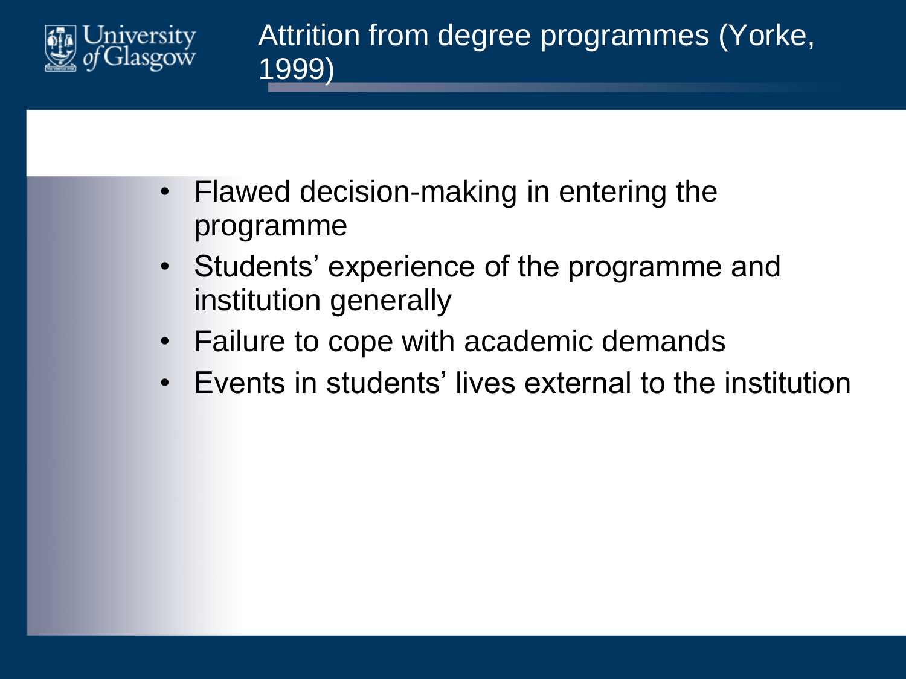# Attrition from degree programmes (Yorke, 1999)

- Flawed decision-making in entering the programme
- Students' experience of the programme and institution generally
- Failure to cope with academic demands
- Events in students' lives external to the institution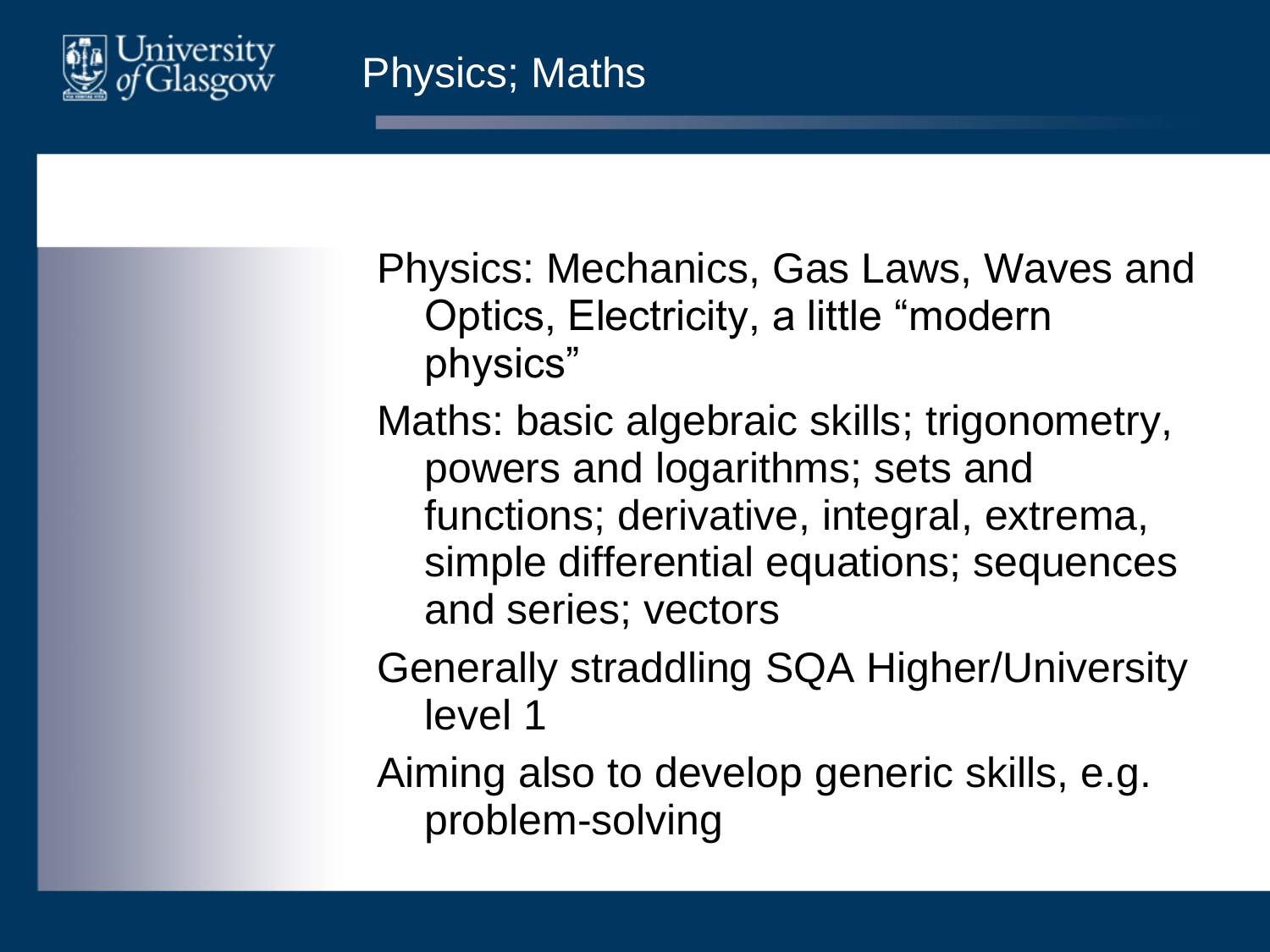# Physics; Maths

Physics: Mechanics, Gas Laws, Waves and Optics, Electricity, a little "modern physics"

Maths: basic algebraic skills; trigonometry, powers and logarithms; sets and functions; derivative, integral, extrema, simple differential equations; sequences and series; vectors

Generally straddling SQA Higher/University level 1

Aiming also to develop generic skills, e.g. problem-solving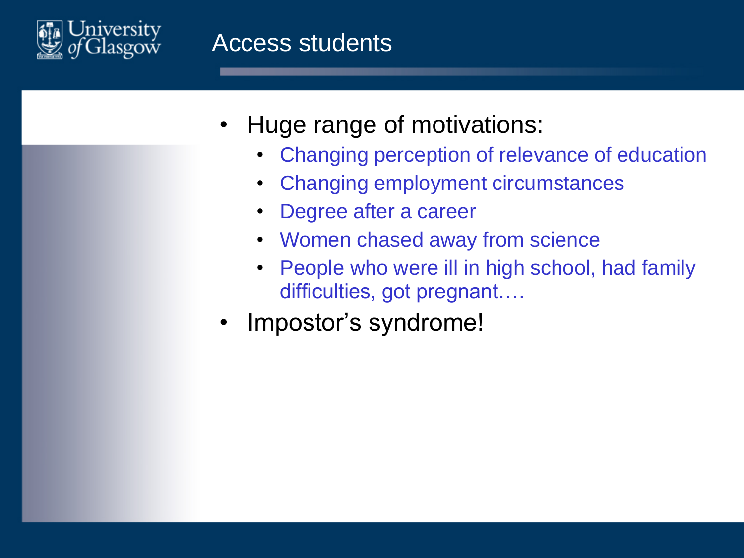# Access students

- Huge range of motivations:
  - Changing perception of relevance of education
  - Changing employment circumstances
  - Degree after a career
  - Women chased away from science
  - People who were ill in high school, had family difficulties, got pregnant….
- Impostor's syndrome!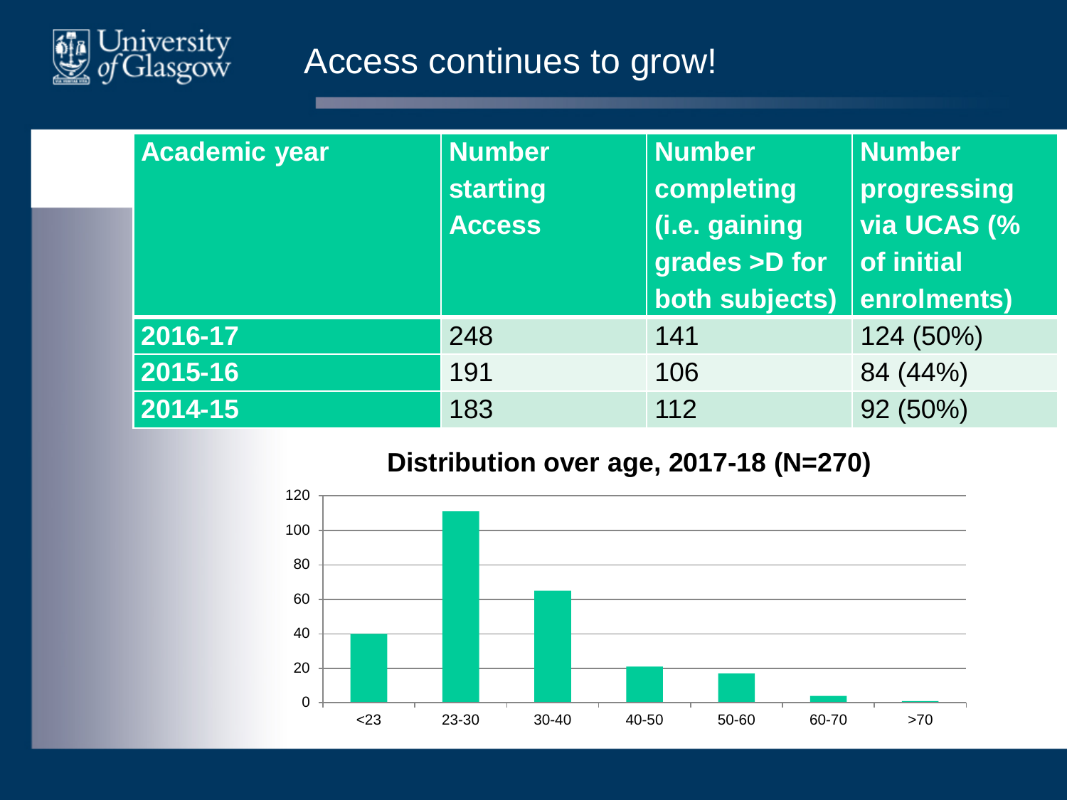# Access continues to grow!

| Academic year | Number starting Access | Number completing (i.e. gaining grades >D for both subjects) | Number progressing via UCAS (% of initial enrolments) |
|---|---|---|---|
| 2016-17 | 248 | 141 | 124 (50%) |
| 2015-16 | 191 | 106 | 84 (44%) |
| 2014-15 | 183 | 112 | 92 (50%) |

**Distribution over age, 2017-18 (N=270)**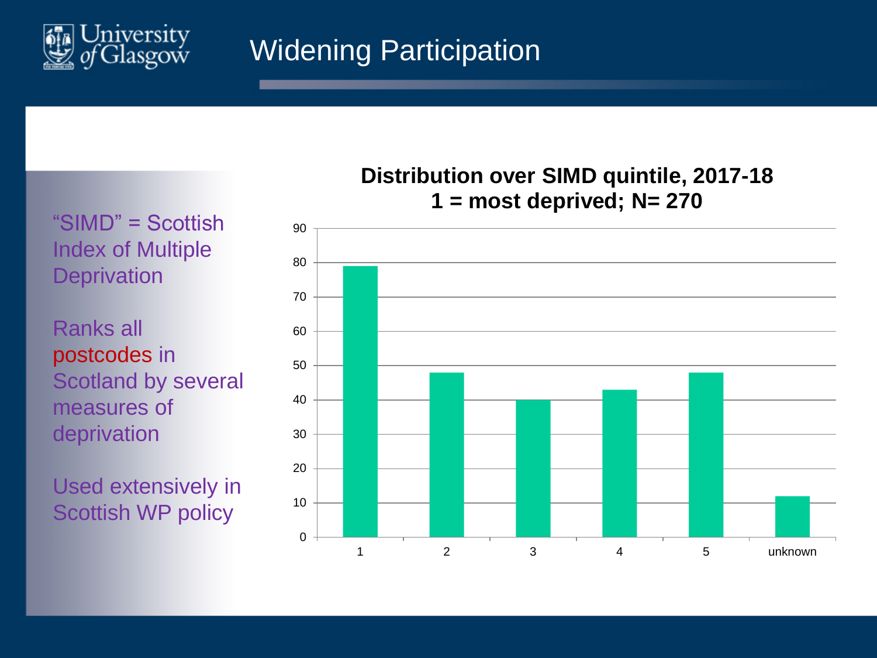# Widening Participation

"SIMD" = Scottish Index of Multiple Deprivation

Ranks all postcodes in Scotland by several measures of deprivation

Used extensively in Scottish WP policy

**Distribution over SIMD quintile, 2017-18**
**1 = most deprived; N= 270**

| SIMD quintile | Count |
|---|---|
| 1 | 79 |
| 2 | 48 |
| 3 | 40 |
| 4 | 43 |
| 5 | 48 |
| unknown | 12 |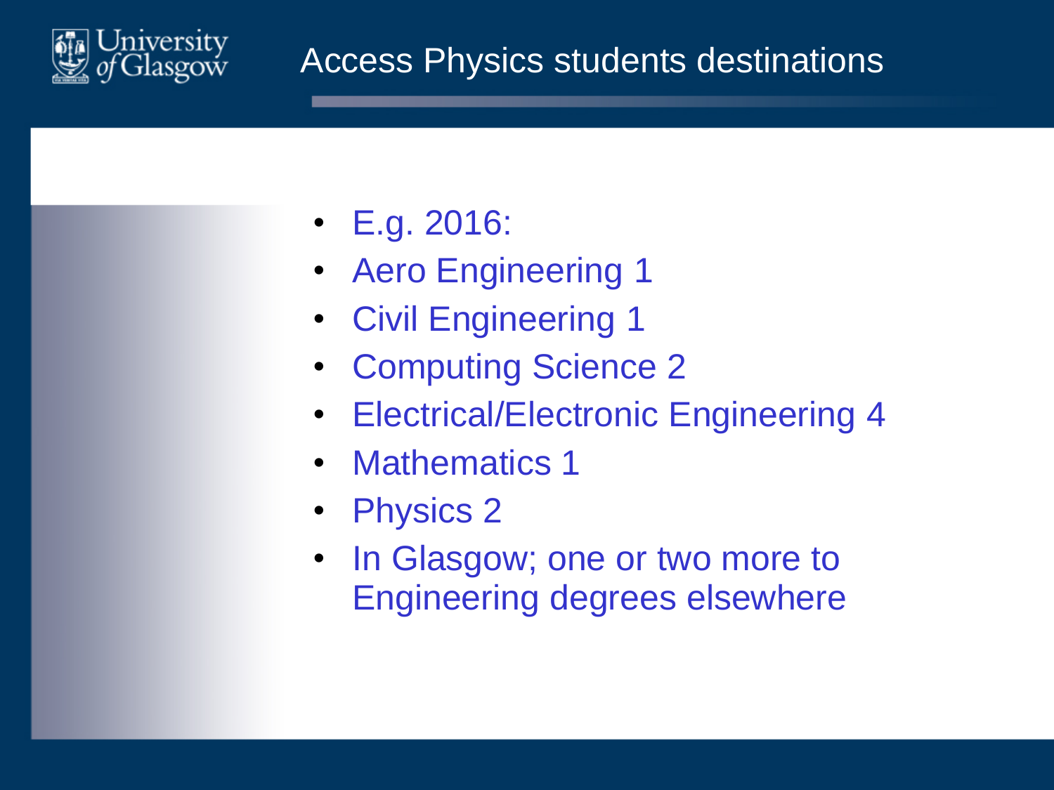# Access Physics students destinations

- E.g. 2016:
- Aero Engineering 1
- Civil Engineering 1
- Computing Science 2
- Electrical/Electronic Engineering 4
- Mathematics 1
- Physics 2
- In Glasgow; one or two more to Engineering degrees elsewhere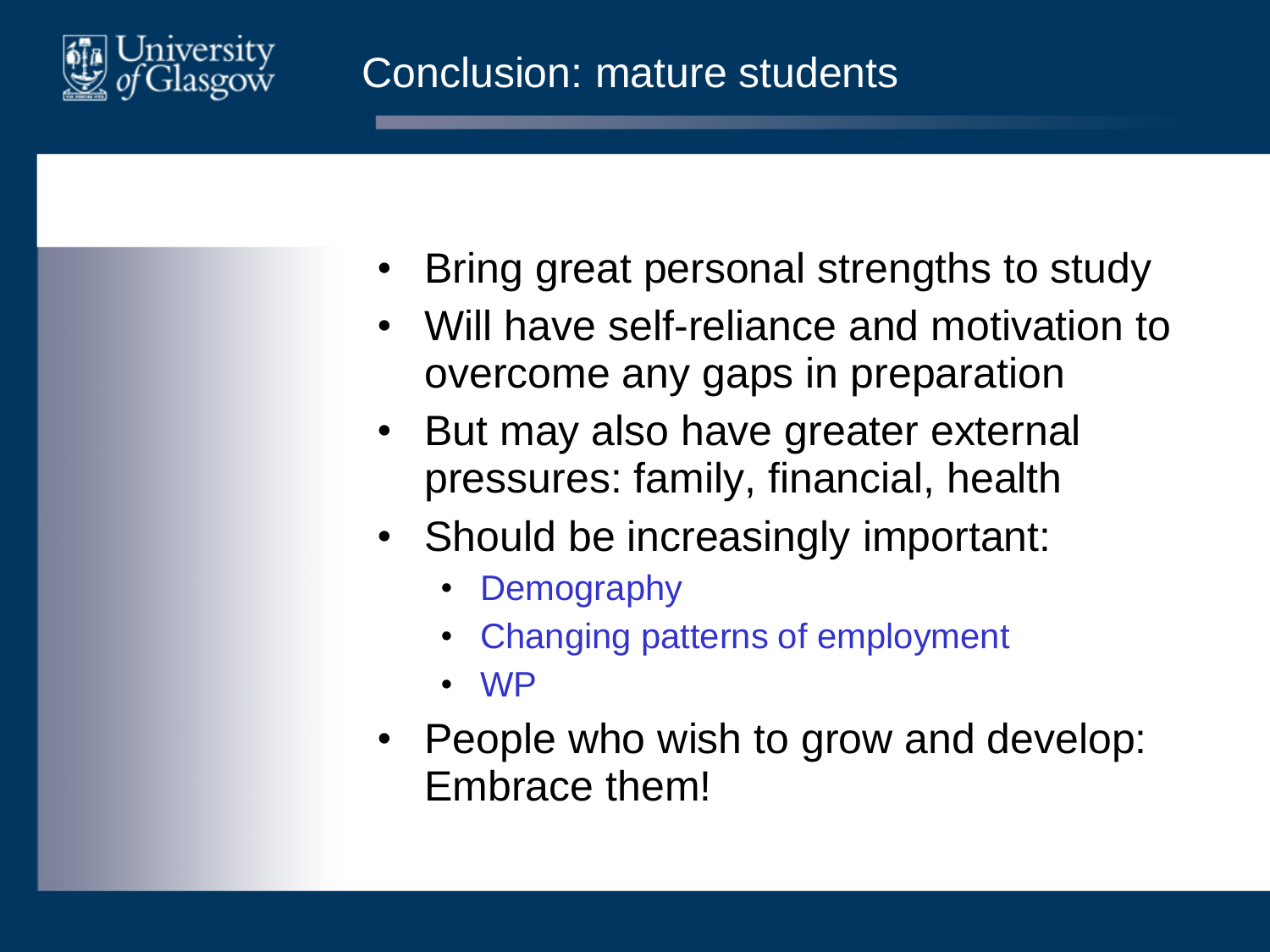# Conclusion: mature students

- Bring great personal strengths to study
- Will have self-reliance and motivation to overcome any gaps in preparation
- But may also have greater external pressures: family, financial, health
- Should be increasingly important:
  - Demography
  - Changing patterns of employment
  - WP
- People who wish to grow and develop: Embrace them!